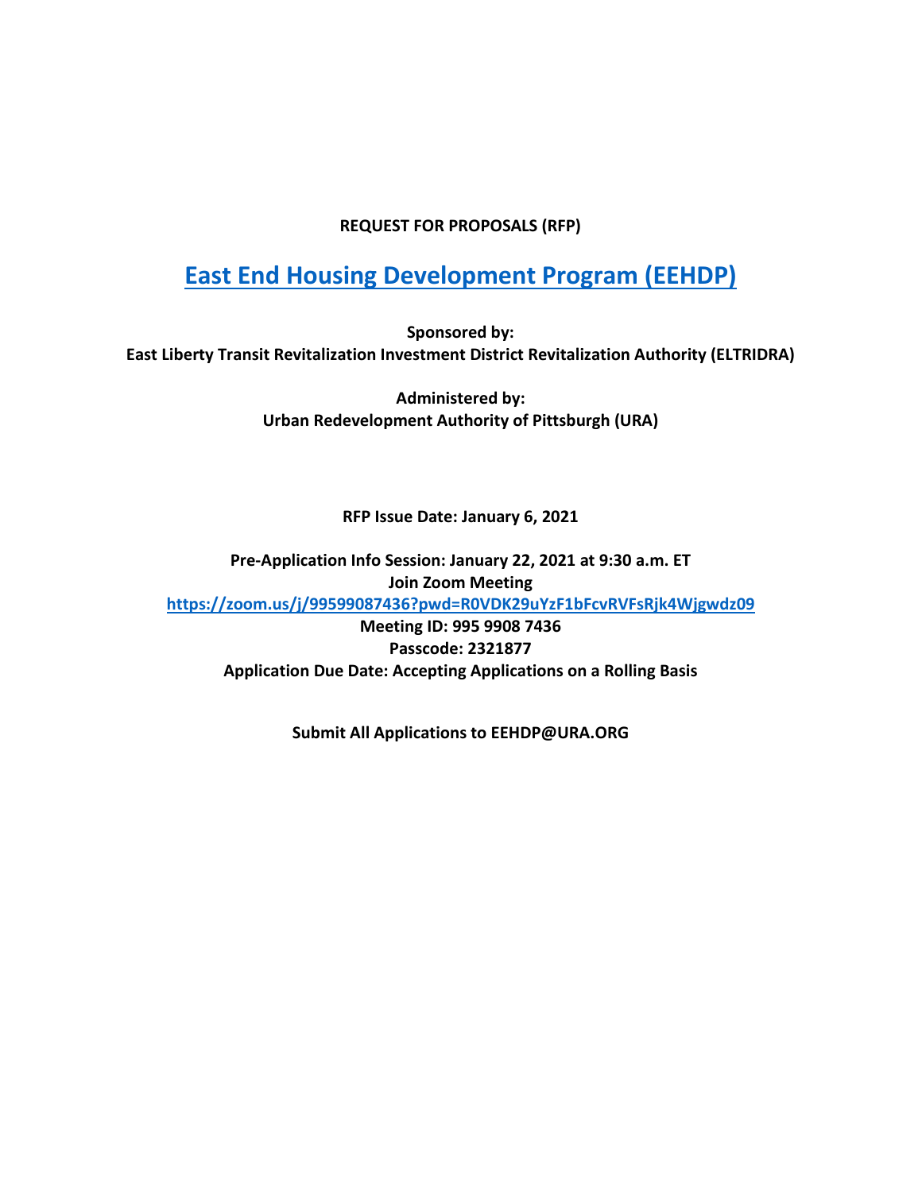**REQUEST FOR PROPOSALS (RFP)**

# [East End Housing Development Program (EEHDP)](#)

**Sponsored by:**
**East Liberty Transit Revitalization Investment District Revitalization Authority (ELTRIDRA)**

**Administered by:**
**Urban Redevelopment Authority of Pittsburgh (URA)**

**RFP Issue Date: January 6, 2021**

**Pre-Application Info Session: January 22, 2021 at 9:30 a.m. ET**
**Join Zoom Meeting**
**https://zoom.us/j/99599087436?pwd=R0VDK29uYzF1bFcvRVFsRjk4Wjgwdz09**
**Meeting ID: 995 9908 7436**
**Passcode: 2321877**
**Application Due Date: Accepting Applications on a Rolling Basis**

**Submit All Applications to EEHDP@URA.ORG**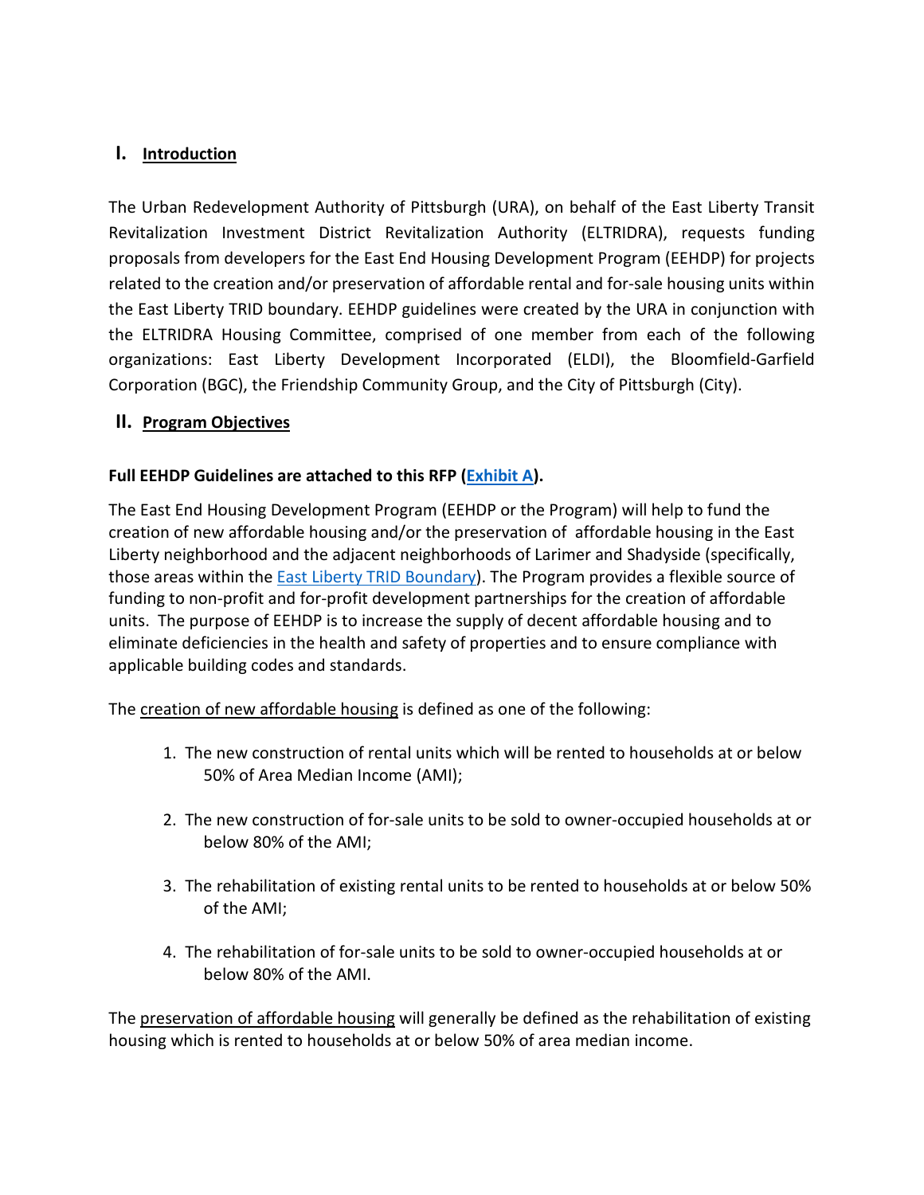## I. Introduction

The Urban Redevelopment Authority of Pittsburgh (URA), on behalf of the East Liberty Transit Revitalization Investment District Revitalization Authority (ELTRIDRA), requests funding proposals from developers for the East End Housing Development Program (EEHDP) for projects related to the creation and/or preservation of affordable rental and for-sale housing units within the East Liberty TRID boundary. EEHDP guidelines were created by the URA in conjunction with the ELTRIDRA Housing Committee, comprised of one member from each of the following organizations: East Liberty Development Incorporated (ELDI), the Bloomfield-Garfield Corporation (BGC), the Friendship Community Group, and the City of Pittsburgh (City).

## II. Program Objectives

**Full EEHDP Guidelines are attached to this RFP (Exhibit A).**

The East End Housing Development Program (EEHDP or the Program) will help to fund the creation of new affordable housing and/or the preservation of affordable housing in the East Liberty neighborhood and the adjacent neighborhoods of Larimer and Shadyside (specifically, those areas within the East Liberty TRID Boundary). The Program provides a flexible source of funding to non-profit and for-profit development partnerships for the creation of affordable units. The purpose of EEHDP is to increase the supply of decent affordable housing and to eliminate deficiencies in the health and safety of properties and to ensure compliance with applicable building codes and standards.

The creation of new affordable housing is defined as one of the following:

1. The new construction of rental units which will be rented to households at or below 50% of Area Median Income (AMI);
2. The new construction of for-sale units to be sold to owner-occupied households at or below 80% of the AMI;
3. The rehabilitation of existing rental units to be rented to households at or below 50% of the AMI;
4. The rehabilitation of for-sale units to be sold to owner-occupied households at or below 80% of the AMI.

The preservation of affordable housing will generally be defined as the rehabilitation of existing housing which is rented to households at or below 50% of area median income.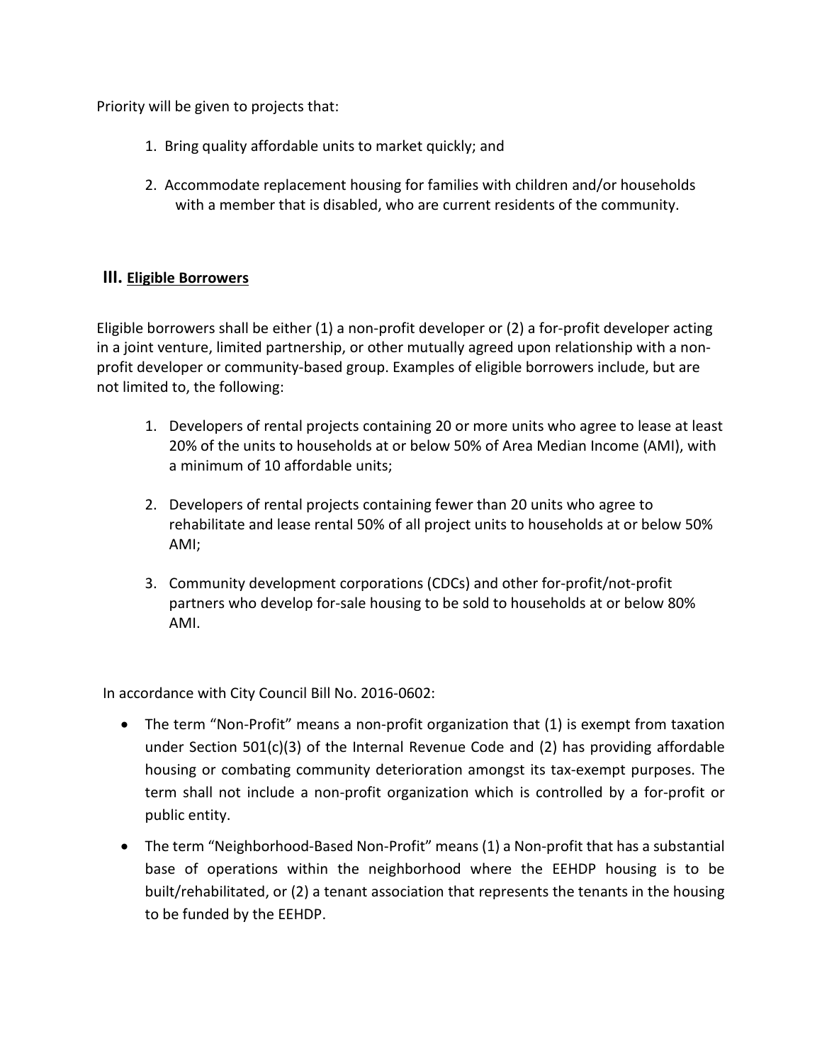Priority will be given to projects that:

1. Bring quality affordable units to market quickly; and
2. Accommodate replacement housing for families with children and/or households with a member that is disabled, who are current residents of the community.

## III. Eligible Borrowers

Eligible borrowers shall be either (1) a non-profit developer or (2) a for-profit developer acting in a joint venture, limited partnership, or other mutually agreed upon relationship with a non-profit developer or community-based group. Examples of eligible borrowers include, but are not limited to, the following:

1. Developers of rental projects containing 20 or more units who agree to lease at least 20% of the units to households at or below 50% of Area Median Income (AMI), with a minimum of 10 affordable units;
2. Developers of rental projects containing fewer than 20 units who agree to rehabilitate and lease rental 50% of all project units to households at or below 50% AMI;
3. Community development corporations (CDCs) and other for-profit/not-profit partners who develop for-sale housing to be sold to households at or below 80% AMI.

In accordance with City Council Bill No. 2016-0602:

- The term "Non-Profit" means a non-profit organization that (1) is exempt from taxation under Section 501(c)(3) of the Internal Revenue Code and (2) has providing affordable housing or combating community deterioration amongst its tax-exempt purposes. The term shall not include a non-profit organization which is controlled by a for-profit or public entity.
- The term "Neighborhood-Based Non-Profit" means (1) a Non-profit that has a substantial base of operations within the neighborhood where the EEHDP housing is to be built/rehabilitated, or (2) a tenant association that represents the tenants in the housing to be funded by the EEHDP.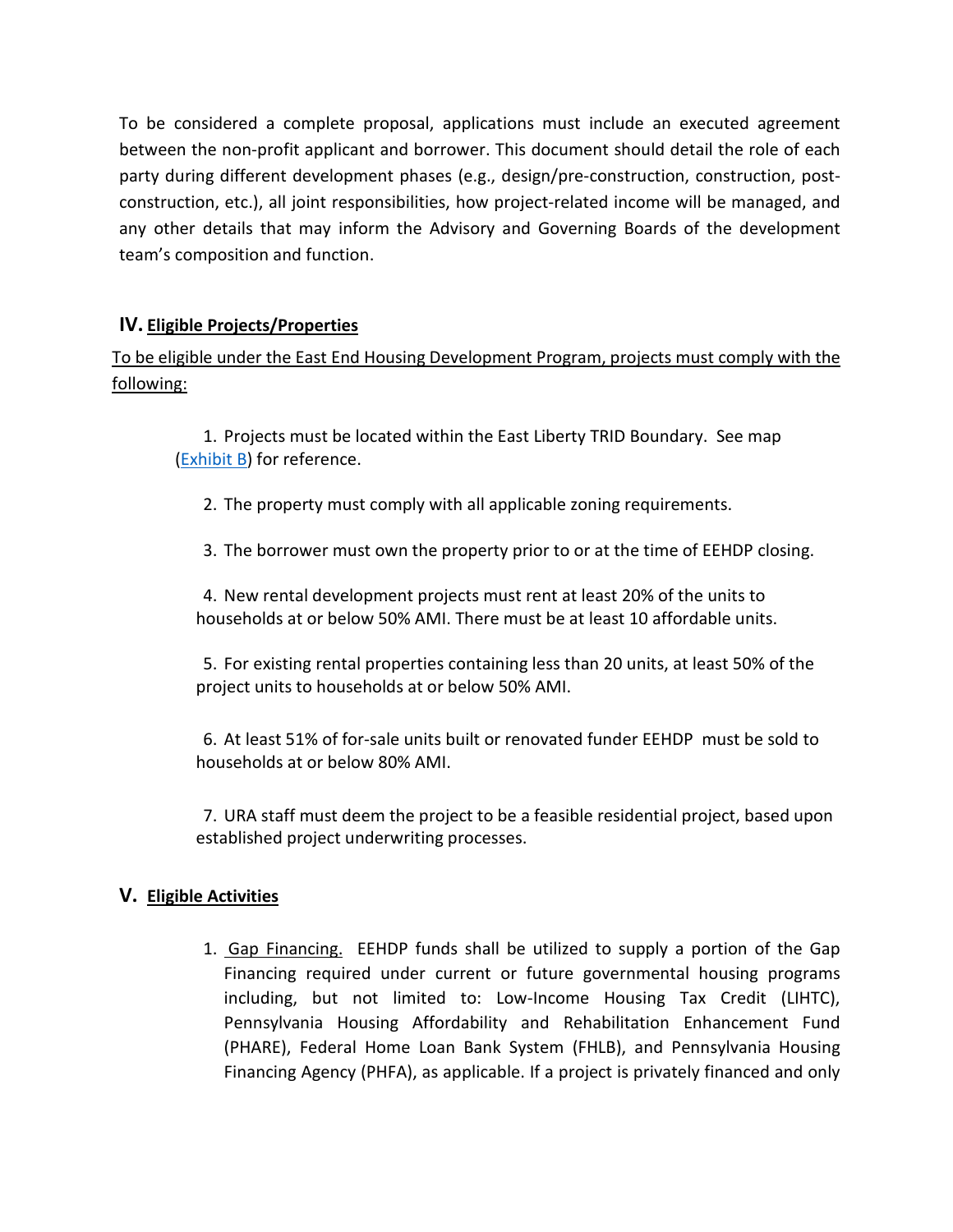To be considered a complete proposal, applications must include an executed agreement between the non-profit applicant and borrower. This document should detail the role of each party during different development phases (e.g., design/pre-construction, construction, post-construction, etc.), all joint responsibilities, how project-related income will be managed, and any other details that may inform the Advisory and Governing Boards of the development team's composition and function.

## IV. Eligible Projects/Properties

To be eligible under the East End Housing Development Program, projects must comply with the following:

1. Projects must be located within the East Liberty TRID Boundary. See map (Exhibit B) for reference.
2. The property must comply with all applicable zoning requirements.
3. The borrower must own the property prior to or at the time of EEHDP closing.
4. New rental development projects must rent at least 20% of the units to households at or below 50% AMI. There must be at least 10 affordable units.
5. For existing rental properties containing less than 20 units, at least 50% of the project units to households at or below 50% AMI.
6. At least 51% of for-sale units built or renovated funder EEHDP must be sold to households at or below 80% AMI.
7. URA staff must deem the project to be a feasible residential project, based upon established project underwriting processes.

## V. Eligible Activities

1. Gap Financing. EEHDP funds shall be utilized to supply a portion of the Gap Financing required under current or future governmental housing programs including, but not limited to: Low-Income Housing Tax Credit (LIHTC), Pennsylvania Housing Affordability and Rehabilitation Enhancement Fund (PHARE), Federal Home Loan Bank System (FHLB), and Pennsylvania Housing Financing Agency (PHFA), as applicable. If a project is privately financed and only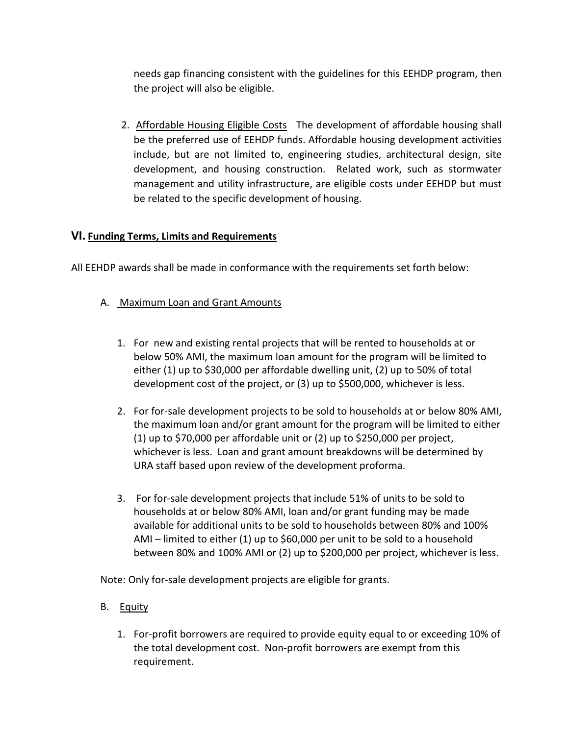needs gap financing consistent with the guidelines for this EEHDP program, then the project will also be eligible.

2. Affordable Housing Eligible Costs The development of affordable housing shall be the preferred use of EEHDP funds. Affordable housing development activities include, but are not limited to, engineering studies, architectural design, site development, and housing construction. Related work, such as stormwater management and utility infrastructure, are eligible costs under EEHDP but must be related to the specific development of housing.

## VI. Funding Terms, Limits and Requirements

All EEHDP awards shall be made in conformance with the requirements set forth below:

A. Maximum Loan and Grant Amounts

1. For new and existing rental projects that will be rented to households at or below 50% AMI, the maximum loan amount for the program will be limited to either (1) up to $30,000 per affordable dwelling unit, (2) up to 50% of total development cost of the project, or (3) up to $500,000, whichever is less.

2. For for-sale development projects to be sold to households at or below 80% AMI, the maximum loan and/or grant amount for the program will be limited to either (1) up to $70,000 per affordable unit or (2) up to $250,000 per project, whichever is less. Loan and grant amount breakdowns will be determined by URA staff based upon review of the development proforma.

3. For for-sale development projects that include 51% of units to be sold to households at or below 80% AMI, loan and/or grant funding may be made available for additional units to be sold to households between 80% and 100% AMI – limited to either (1) up to $60,000 per unit to be sold to a household between 80% and 100% AMI or (2) up to $200,000 per project, whichever is less.

Note: Only for-sale development projects are eligible for grants.

B. Equity

1. For-profit borrowers are required to provide equity equal to or exceeding 10% of the total development cost. Non-profit borrowers are exempt from this requirement.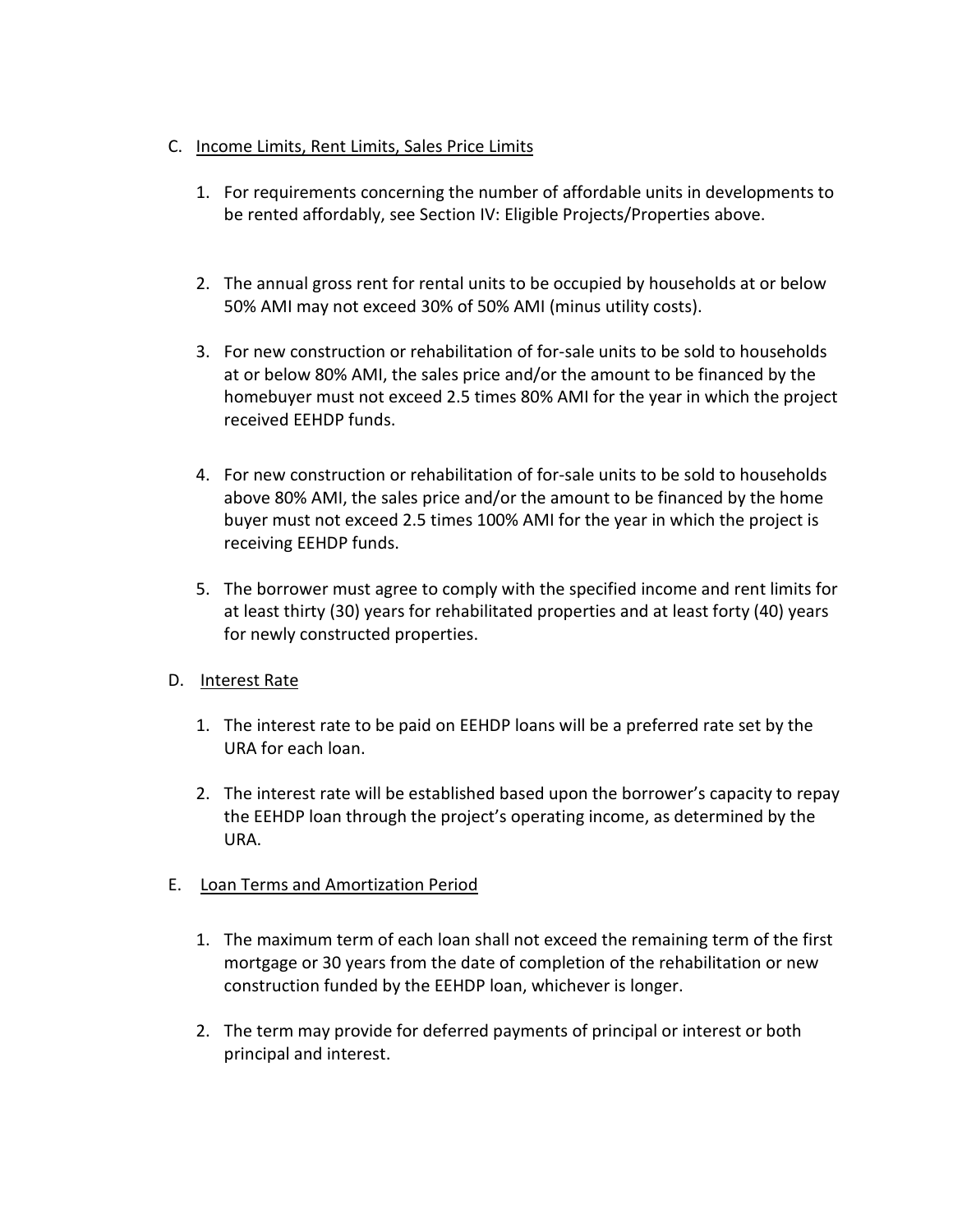C. Income Limits, Rent Limits, Sales Price Limits

1. For requirements concerning the number of affordable units in developments to be rented affordably, see Section IV: Eligible Projects/Properties above.

2. The annual gross rent for rental units to be occupied by households at or below 50% AMI may not exceed 30% of 50% AMI (minus utility costs).

3. For new construction or rehabilitation of for-sale units to be sold to households at or below 80% AMI, the sales price and/or the amount to be financed by the homebuyer must not exceed 2.5 times 80% AMI for the year in which the project received EEHDP funds.

4. For new construction or rehabilitation of for-sale units to be sold to households above 80% AMI, the sales price and/or the amount to be financed by the home buyer must not exceed 2.5 times 100% AMI for the year in which the project is receiving EEHDP funds.

5. The borrower must agree to comply with the specified income and rent limits for at least thirty (30) years for rehabilitated properties and at least forty (40) years for newly constructed properties.

D. Interest Rate

1. The interest rate to be paid on EEHDP loans will be a preferred rate set by the URA for each loan.

2. The interest rate will be established based upon the borrower's capacity to repay the EEHDP loan through the project's operating income, as determined by the URA.

E. Loan Terms and Amortization Period

1. The maximum term of each loan shall not exceed the remaining term of the first mortgage or 30 years from the date of completion of the rehabilitation or new construction funded by the EEHDP loan, whichever is longer.

2. The term may provide for deferred payments of principal or interest or both principal and interest.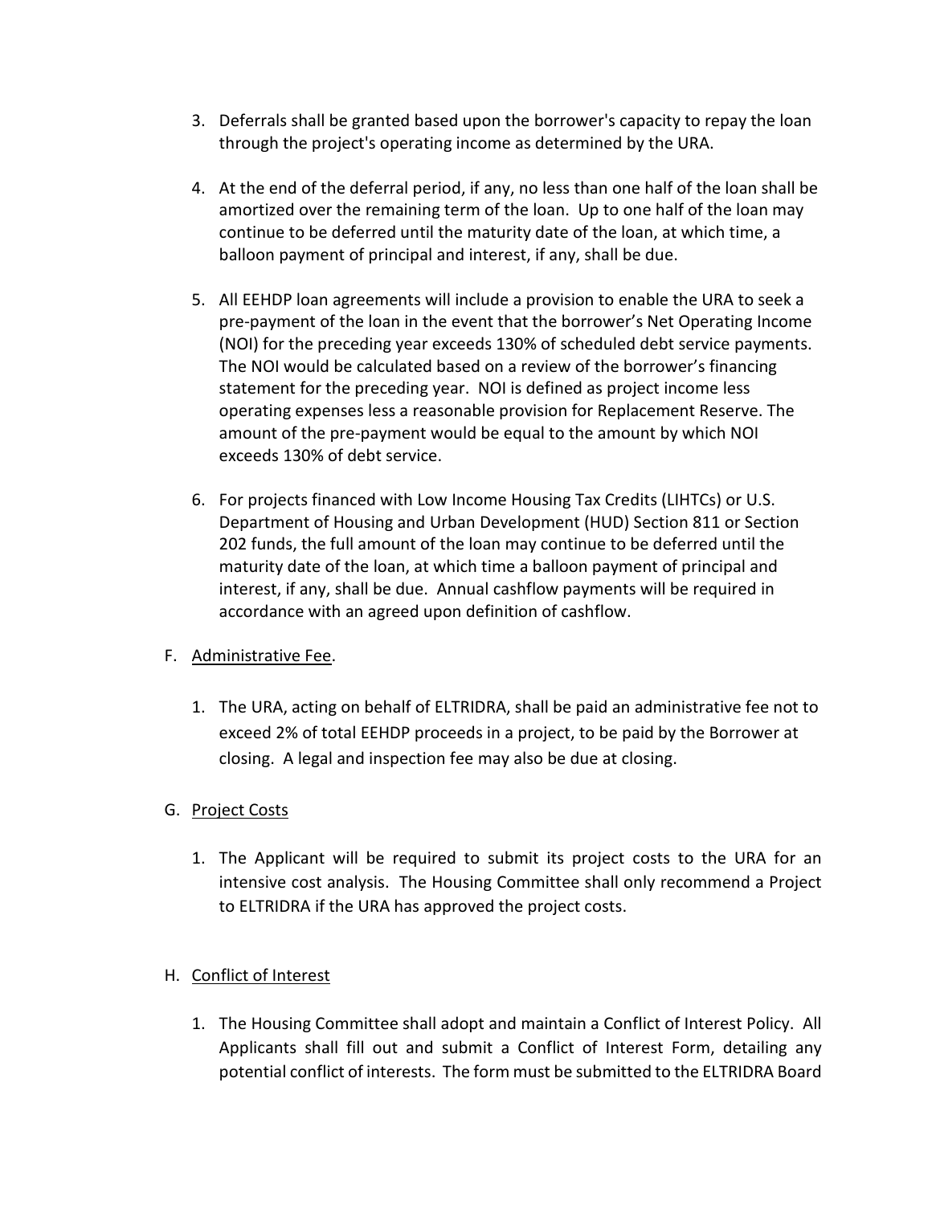3. Deferrals shall be granted based upon the borrower's capacity to repay the loan through the project's operating income as determined by the URA.

4. At the end of the deferral period, if any, no less than one half of the loan shall be amortized over the remaining term of the loan. Up to one half of the loan may continue to be deferred until the maturity date of the loan, at which time, a balloon payment of principal and interest, if any, shall be due.

5. All EEHDP loan agreements will include a provision to enable the URA to seek a pre-payment of the loan in the event that the borrower's Net Operating Income (NOI) for the preceding year exceeds 130% of scheduled debt service payments. The NOI would be calculated based on a review of the borrower's financing statement for the preceding year. NOI is defined as project income less operating expenses less a reasonable provision for Replacement Reserve. The amount of the pre-payment would be equal to the amount by which NOI exceeds 130% of debt service.

6. For projects financed with Low Income Housing Tax Credits (LIHTCs) or U.S. Department of Housing and Urban Development (HUD) Section 811 or Section 202 funds, the full amount of the loan may continue to be deferred until the maturity date of the loan, at which time a balloon payment of principal and interest, if any, shall be due. Annual cashflow payments will be required in accordance with an agreed upon definition of cashflow.

F. <u>Administrative Fee</u>.

1. The URA, acting on behalf of ELTRIDRA, shall be paid an administrative fee not to exceed 2% of total EEHDP proceeds in a project, to be paid by the Borrower at closing. A legal and inspection fee may also be due at closing.

G. <u>Project Costs</u>

1. The Applicant will be required to submit its project costs to the URA for an intensive cost analysis. The Housing Committee shall only recommend a Project to ELTRIDRA if the URA has approved the project costs.

H. <u>Conflict of Interest</u>

1. The Housing Committee shall adopt and maintain a Conflict of Interest Policy. All Applicants shall fill out and submit a Conflict of Interest Form, detailing any potential conflict of interests. The form must be submitted to the ELTRIDRA Board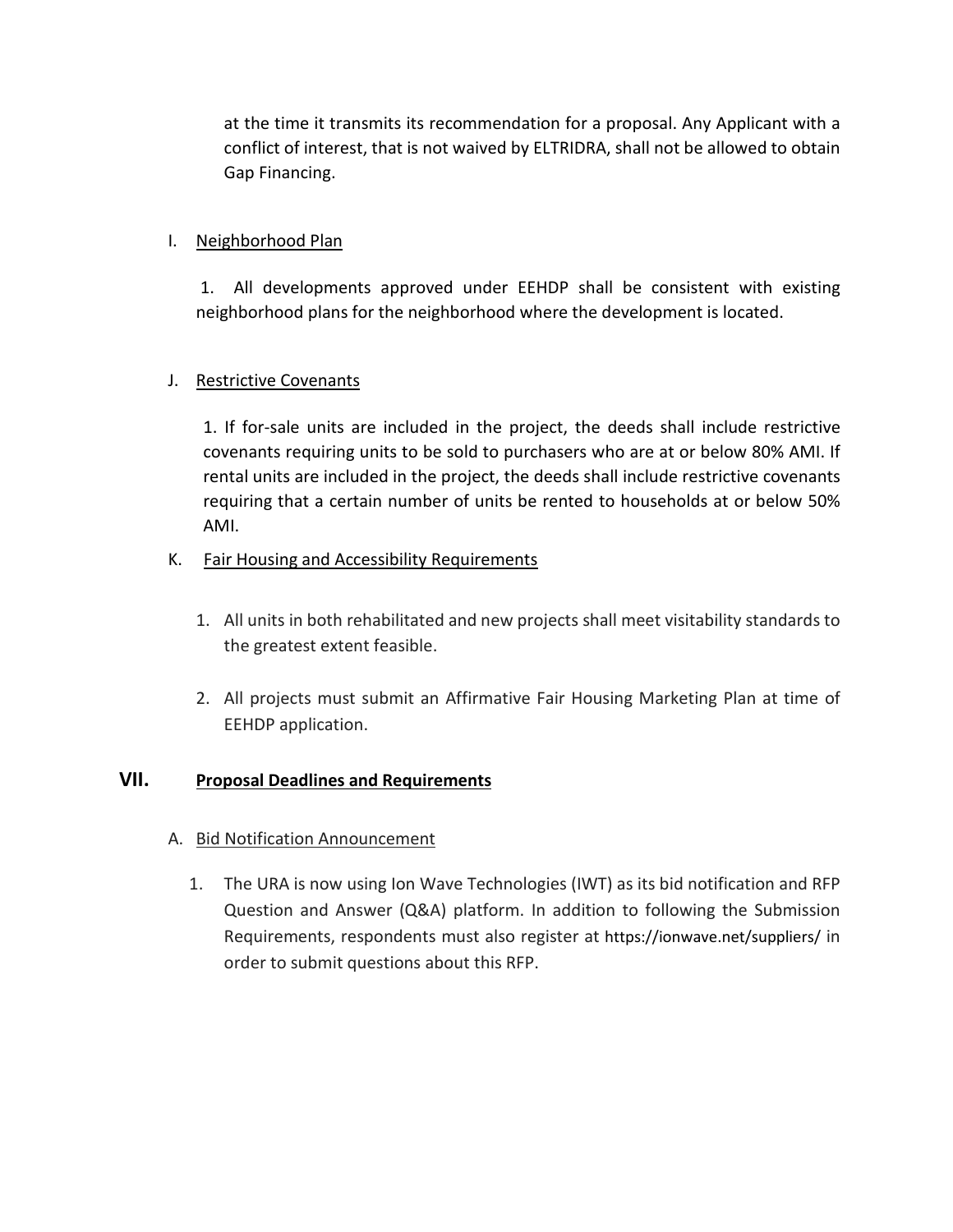at the time it transmits its recommendation for a proposal. Any Applicant with a conflict of interest, that is not waived by ELTRIDRA, shall not be allowed to obtain Gap Financing.

I. <u>Neighborhood Plan</u>

1. All developments approved under EEHDP shall be consistent with existing neighborhood plans for the neighborhood where the development is located.

J. <u>Restrictive Covenants</u>

1. If for-sale units are included in the project, the deeds shall include restrictive covenants requiring units to be sold to purchasers who are at or below 80% AMI. If rental units are included in the project, the deeds shall include restrictive covenants requiring that a certain number of units be rented to households at or below 50% AMI.

K. <u>Fair Housing and Accessibility Requirements</u>

1. All units in both rehabilitated and new projects shall meet visitability standards to the greatest extent feasible.

2. All projects must submit an Affirmative Fair Housing Marketing Plan at time of EEHDP application.

## VII. Proposal Deadlines and Requirements

A. <u>Bid Notification Announcement</u>

1. The URA is now using Ion Wave Technologies (IWT) as its bid notification and RFP Question and Answer (Q&A) platform. In addition to following the Submission Requirements, respondents must also register at https://ionwave.net/suppliers/ in order to submit questions about this RFP.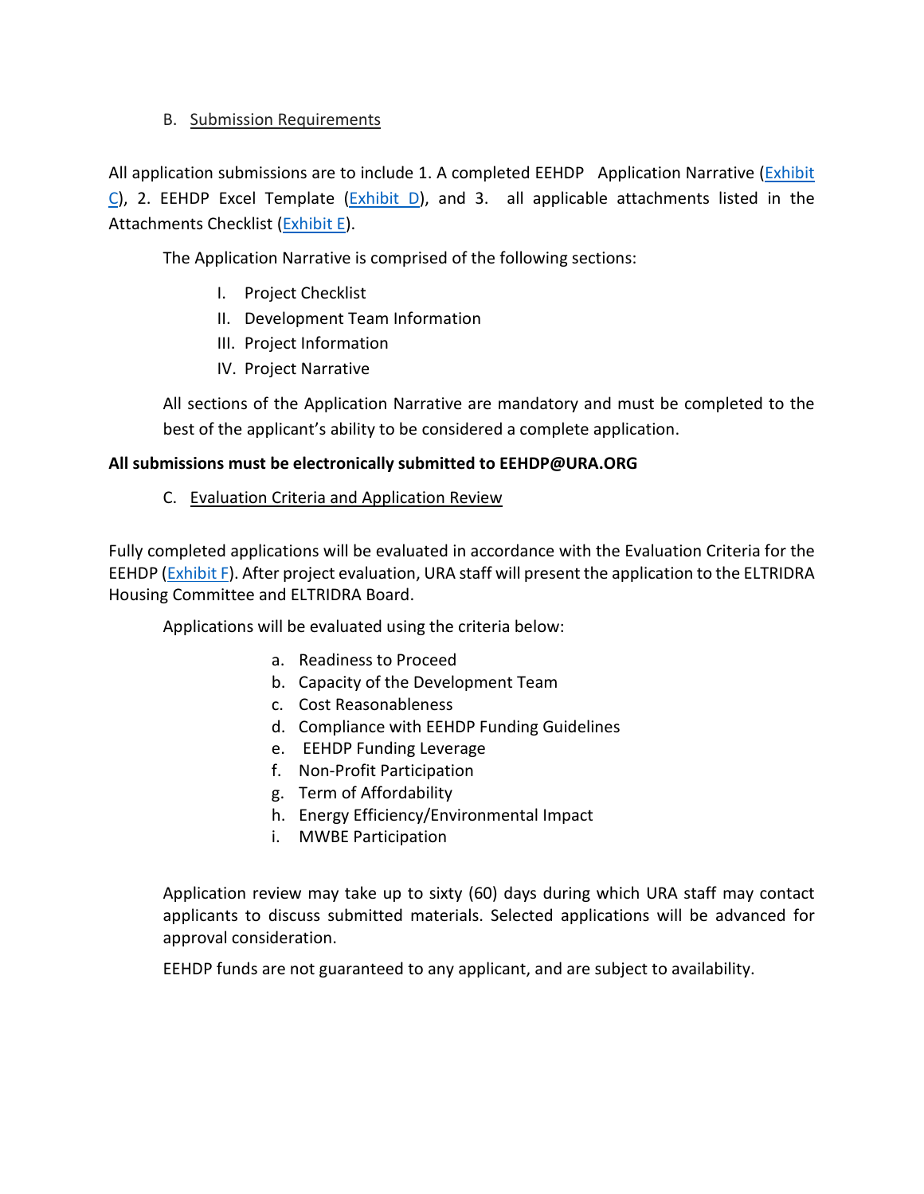### B. Submission Requirements

All application submissions are to include 1. A completed EEHDP Application Narrative (Exhibit C), 2. EEHDP Excel Template (Exhibit D), and 3. all applicable attachments listed in the Attachments Checklist (Exhibit E).

The Application Narrative is comprised of the following sections:

I. Project Checklist
II. Development Team Information
III. Project Information
IV. Project Narrative

All sections of the Application Narrative are mandatory and must be completed to the best of the applicant's ability to be considered a complete application.

**All submissions must be electronically submitted to EEHDP@URA.ORG**

### C. Evaluation Criteria and Application Review

Fully completed applications will be evaluated in accordance with the Evaluation Criteria for the EEHDP (Exhibit F). After project evaluation, URA staff will present the application to the ELTRIDRA Housing Committee and ELTRIDRA Board.

Applications will be evaluated using the criteria below:

a. Readiness to Proceed
b. Capacity of the Development Team
c. Cost Reasonableness
d. Compliance with EEHDP Funding Guidelines
e. EEHDP Funding Leverage
f. Non-Profit Participation
g. Term of Affordability
h. Energy Efficiency/Environmental Impact
i. MWBE Participation

Application review may take up to sixty (60) days during which URA staff may contact applicants to discuss submitted materials. Selected applications will be advanced for approval consideration.

EEHDP funds are not guaranteed to any applicant, and are subject to availability.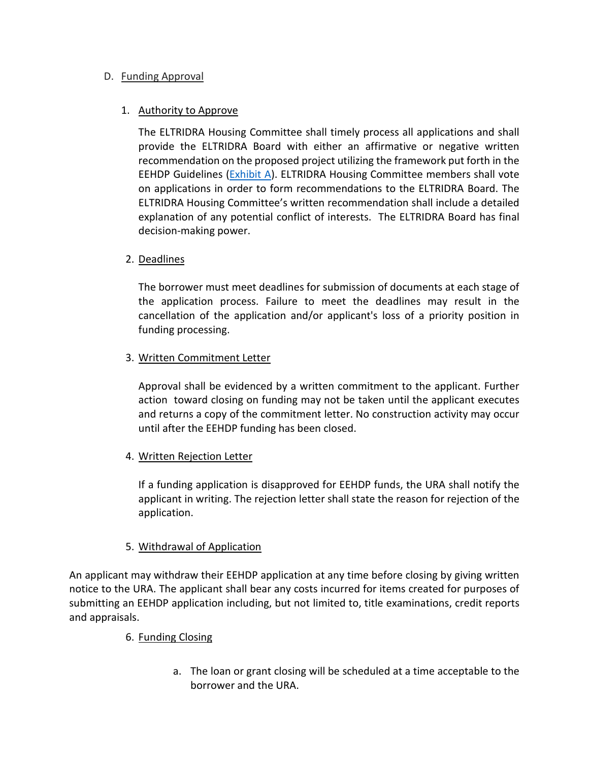D. Funding Approval

1. Authority to Approve

   The ELTRIDRA Housing Committee shall timely process all applications and shall provide the ELTRIDRA Board with either an affirmative or negative written recommendation on the proposed project utilizing the framework put forth in the EEHDP Guidelines (Exhibit A). ELTRIDRA Housing Committee members shall vote on applications in order to form recommendations to the ELTRIDRA Board. The ELTRIDRA Housing Committee's written recommendation shall include a detailed explanation of any potential conflict of interests. The ELTRIDRA Board has final decision-making power.

2. Deadlines

   The borrower must meet deadlines for submission of documents at each stage of the application process. Failure to meet the deadlines may result in the cancellation of the application and/or applicant's loss of a priority position in funding processing.

3. Written Commitment Letter

   Approval shall be evidenced by a written commitment to the applicant. Further action toward closing on funding may not be taken until the applicant executes and returns a copy of the commitment letter. No construction activity may occur until after the EEHDP funding has been closed.

4. Written Rejection Letter

   If a funding application is disapproved for EEHDP funds, the URA shall notify the applicant in writing. The rejection letter shall state the reason for rejection of the application.

5. Withdrawal of Application

An applicant may withdraw their EEHDP application at any time before closing by giving written notice to the URA. The applicant shall bear any costs incurred for items created for purposes of submitting an EEHDP application including, but not limited to, title examinations, credit reports and appraisals.

6. Funding Closing

   a. The loan or grant closing will be scheduled at a time acceptable to the borrower and the URA.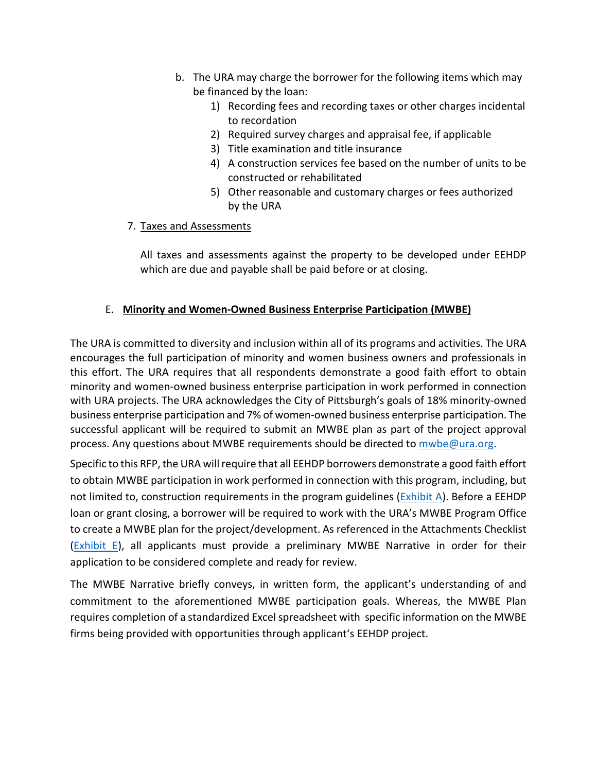b. The URA may charge the borrower for the following items which may be financed by the loan:
    1) Recording fees and recording taxes or other charges incidental to recordation
    2) Required survey charges and appraisal fee, if applicable
    3) Title examination and title insurance
    4) A construction services fee based on the number of units to be constructed or rehabilitated
    5) Other reasonable and customary charges or fees authorized by the URA

7. <u>Taxes and Assessments</u>

All taxes and assessments against the property to be developed under EEHDP which are due and payable shall be paid before or at closing.

E. **<u>Minority and Women-Owned Business Enterprise Participation (MWBE)</u>**

The URA is committed to diversity and inclusion within all of its programs and activities. The URA encourages the full participation of minority and women business owners and professionals in this effort. The URA requires that all respondents demonstrate a good faith effort to obtain minority and women-owned business enterprise participation in work performed in connection with URA projects. The URA acknowledges the City of Pittsburgh's goals of 18% minority-owned business enterprise participation and 7% of women-owned business enterprise participation. The successful applicant will be required to submit an MWBE plan as part of the project approval process. Any questions about MWBE requirements should be directed to mwbe@ura.org.

Specific to this RFP, the URA will require that all EEHDP borrowers demonstrate a good faith effort to obtain MWBE participation in work performed in connection with this program, including, but not limited to, construction requirements in the program guidelines (Exhibit A). Before a EEHDP loan or grant closing, a borrower will be required to work with the URA's MWBE Program Office to create a MWBE plan for the project/development. As referenced in the Attachments Checklist (Exhibit E), all applicants must provide a preliminary MWBE Narrative in order for their application to be considered complete and ready for review.

The MWBE Narrative briefly conveys, in written form, the applicant's understanding of and commitment to the aforementioned MWBE participation goals. Whereas, the MWBE Plan requires completion of a standardized Excel spreadsheet with specific information on the MWBE firms being provided with opportunities through applicant's EEHDP project.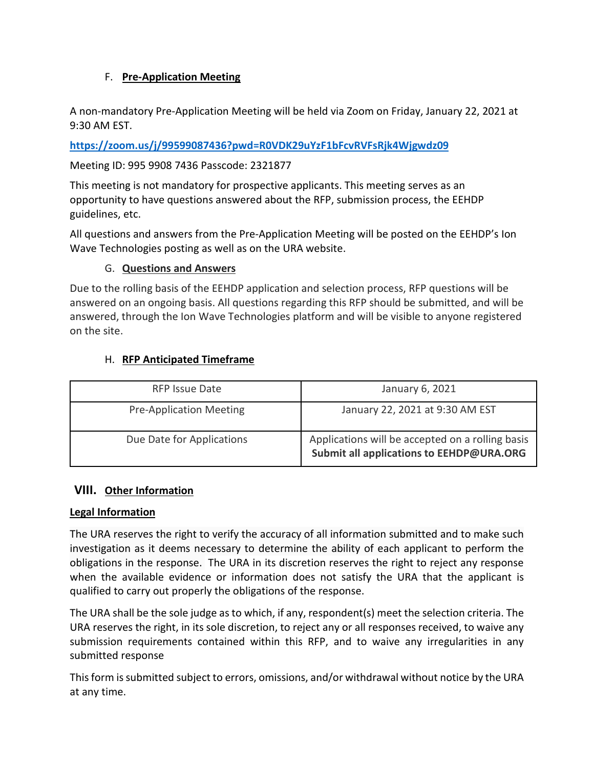### F. **Pre-Application Meeting**

A non-mandatory Pre-Application Meeting will be held via Zoom on Friday, January 22, 2021 at 9:30 AM EST.

https://zoom.us/j/99599087436?pwd=R0VDK29uYzF1bFcvRVFsRjk4Wjgwdz09

Meeting ID: 995 9908 7436 Passcode: 2321877

This meeting is not mandatory for prospective applicants. This meeting serves as an opportunity to have questions answered about the RFP, submission process, the EEHDP guidelines, etc.

All questions and answers from the Pre-Application Meeting will be posted on the EEHDP's Ion Wave Technologies posting as well as on the URA website.

### G. **Questions and Answers**

Due to the rolling basis of the EEHDP application and selection process, RFP questions will be answered on an ongoing basis. All questions regarding this RFP should be submitted, and will be answered, through the Ion Wave Technologies platform and will be visible to anyone registered on the site.

### H. **RFP Anticipated Timeframe**

| RFP Issue Date | January 6, 2021 |
|---|---|
| Pre-Application Meeting | January 22, 2021 at 9:30 AM EST |
| Due Date for Applications | Applications will be accepted on a rolling basis **Submit all applications to EEHDP@URA.ORG** |

## VIII. **Other Information**

**Legal Information**

The URA reserves the right to verify the accuracy of all information submitted and to make such investigation as it deems necessary to determine the ability of each applicant to perform the obligations in the response. The URA in its discretion reserves the right to reject any response when the available evidence or information does not satisfy the URA that the applicant is qualified to carry out properly the obligations of the response.

The URA shall be the sole judge as to which, if any, respondent(s) meet the selection criteria. The URA reserves the right, in its sole discretion, to reject any or all responses received, to waive any submission requirements contained within this RFP, and to waive any irregularities in any submitted response

This form is submitted subject to errors, omissions, and/or withdrawal without notice by the URA at any time.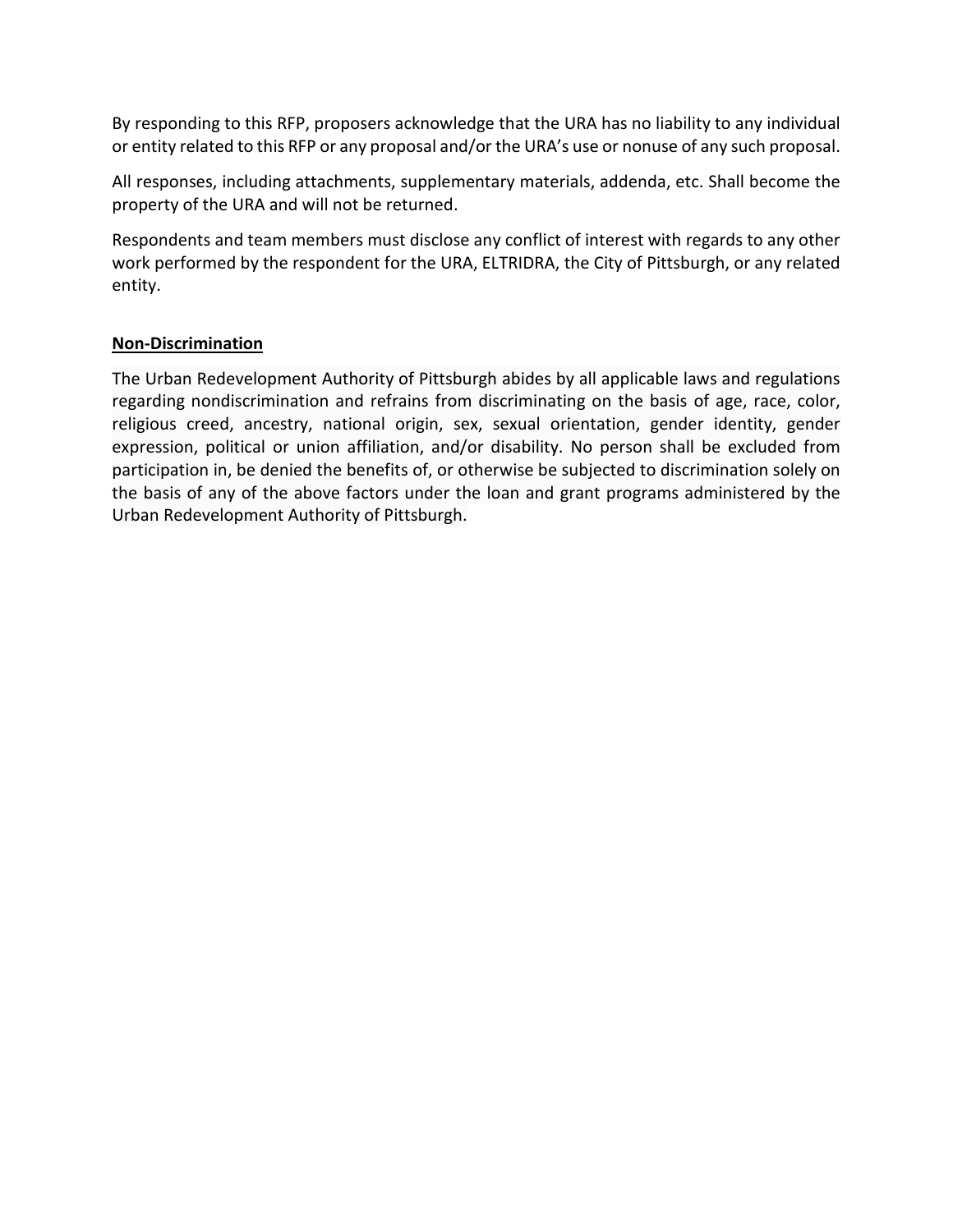By responding to this RFP, proposers acknowledge that the URA has no liability to any individual or entity related to this RFP or any proposal and/or the URA's use or nonuse of any such proposal.

All responses, including attachments, supplementary materials, addenda, etc. Shall become the property of the URA and will not be returned.

Respondents and team members must disclose any conflict of interest with regards to any other work performed by the respondent for the URA, ELTRIDRA, the City of Pittsburgh, or any related entity.

**Non-Discrimination**

The Urban Redevelopment Authority of Pittsburgh abides by all applicable laws and regulations regarding nondiscrimination and refrains from discriminating on the basis of age, race, color, religious creed, ancestry, national origin, sex, sexual orientation, gender identity, gender expression, political or union affiliation, and/or disability. No person shall be excluded from participation in, be denied the benefits of, or otherwise be subjected to discrimination solely on the basis of any of the above factors under the loan and grant programs administered by the Urban Redevelopment Authority of Pittsburgh.